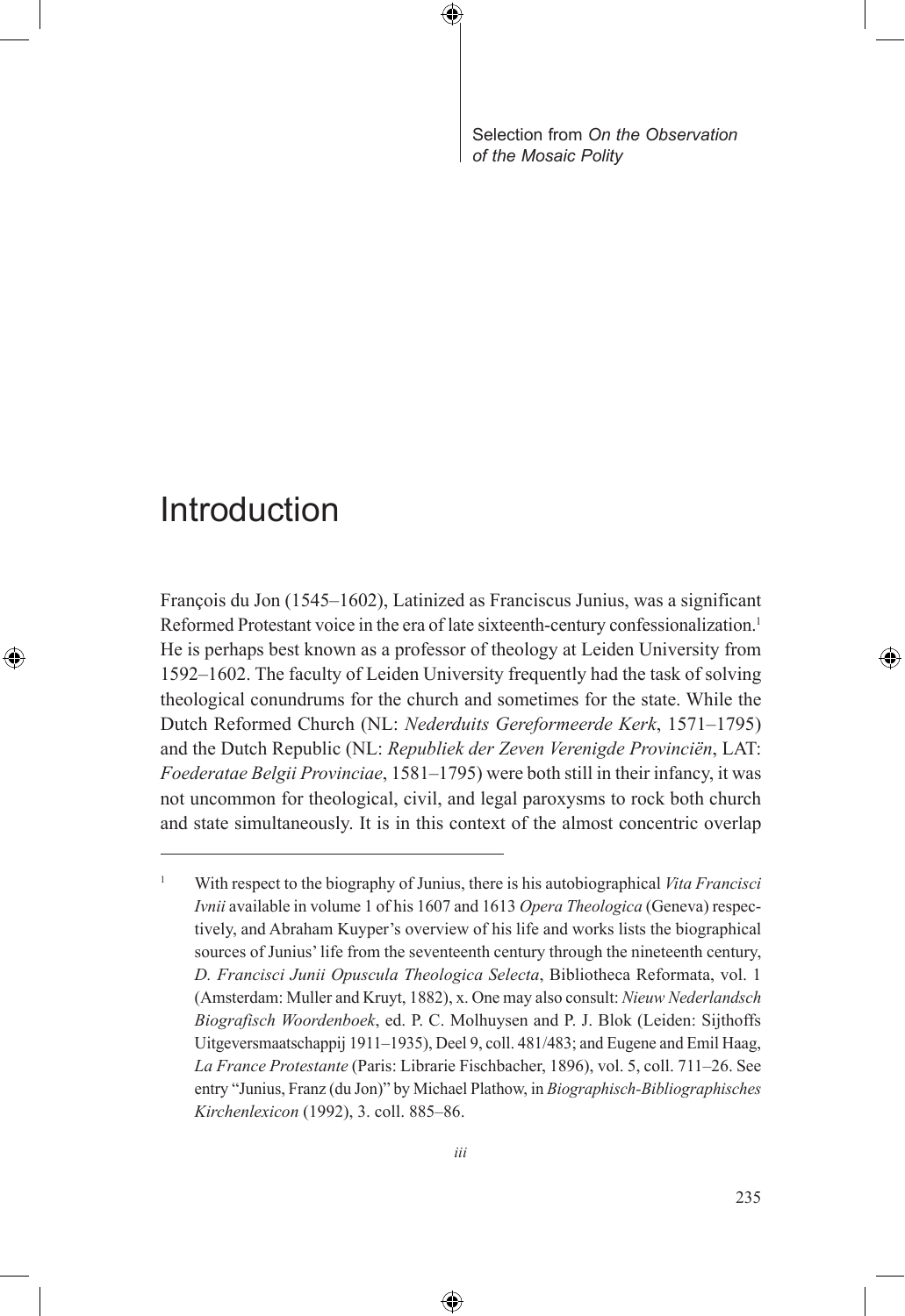Selection from *On the Observation of the Mosaic Polity*

# Introduction

François du Jon (1545–1602), Latinized as Franciscus Junius, was a significant Reformed Protestant voice in the era of late sixteenth-century confessionalization.[1] He is perhaps best known as a professor of theology at Leiden University from 1592–1602. The faculty of Leiden University frequently had the task of solving theological conundrums for the church and sometimes for the state. While the Dutch Reformed Church (NL: *Nederduits Gereformeerde Kerk*, 1571–1795) and the Dutch Republic (NL: *Republiek der Zeven Verenigde Provinciën*, LAT: *Foederatae Belgii Provinciae*, 1581–1795) were both still in their infancy, it was not uncommon for theological, civil, and legal paroxysms to rock both church and state simultaneously. It is in this context of the almost concentric overlap

---

[1] With respect to the biography of Junius, there is his autobiographical *Vita Francisci Ivnii* available in volume 1 of his 1607 and 1613 *Opera Theologica* (Geneva) respectively, and Abraham Kuyper's overview of his life and works lists the biographical sources of Junius' life from the seventeenth century through the nineteenth century, *D. Francisci Junii Opuscula Theologica Selecta*, Bibliotheca Reformata, vol. 1 (Amsterdam: Muller and Kruyt, 1882), x. One may also consult: *Nieuw Nederlandsch Biografisch Woordenboek*, ed. P. C. Molhuysen and P. J. Blok (Leiden: Sijthoffs Uitgeversmaatschappij 1911–1935), Deel 9, coll. 481/483; and Eugene and Emil Haag, *La France Protestante* (Paris: Librarie Fischbacher, 1896), vol. 5, coll. 711–26. See entry "Junius, Franz (du Jon)" by Michael Plathow, in *Biographisch-Bibliographisches Kirchenlexicon* (1992), 3. coll. 885–86.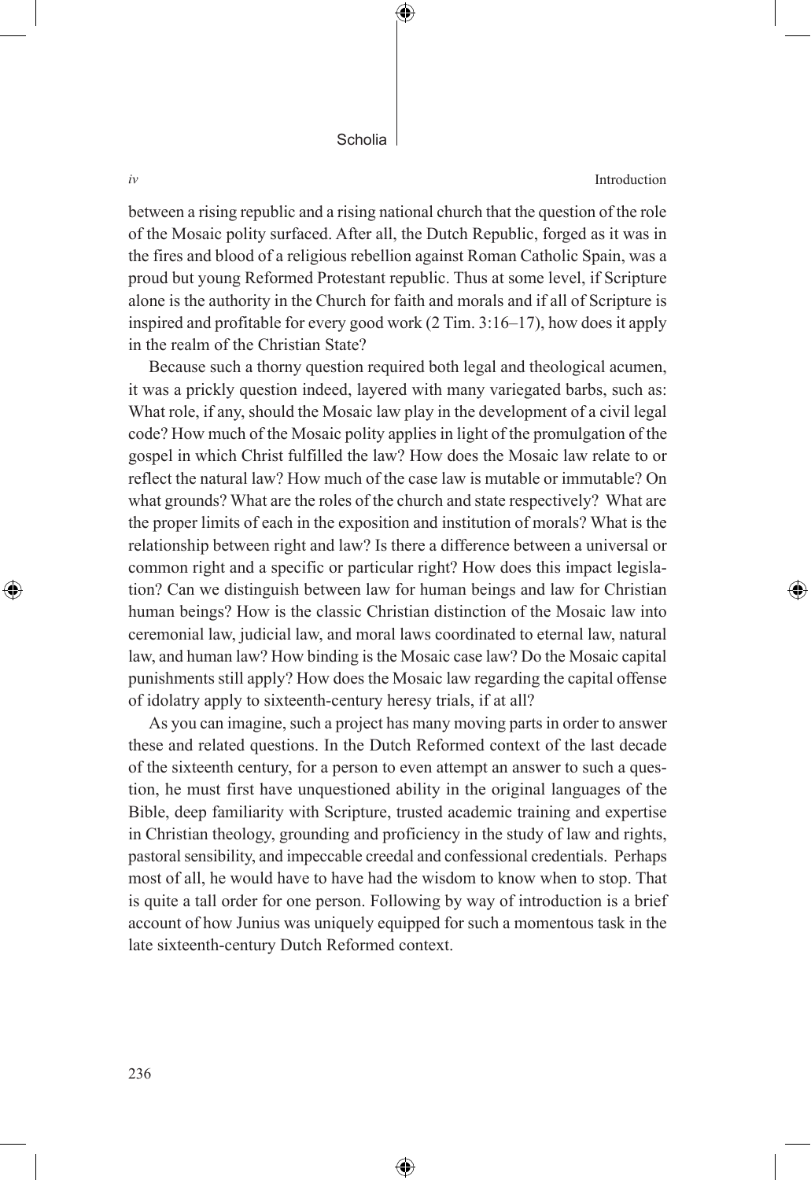between a rising republic and a rising national church that the question of the role of the Mosaic polity surfaced. After all, the Dutch Republic, forged as it was in the fires and blood of a religious rebellion against Roman Catholic Spain, was a proud but young Reformed Protestant republic. Thus at some level, if Scripture alone is the authority in the Church for faith and morals and if all of Scripture is inspired and profitable for every good work (2 Tim. 3:16–17), how does it apply in the realm of the Christian State?

Because such a thorny question required both legal and theological acumen, it was a prickly question indeed, layered with many variegated barbs, such as: What role, if any, should the Mosaic law play in the development of a civil legal code? How much of the Mosaic polity applies in light of the promulgation of the gospel in which Christ fulfilled the law? How does the Mosaic law relate to or reflect the natural law? How much of the case law is mutable or immutable? On what grounds? What are the roles of the church and state respectively? What are the proper limits of each in the exposition and institution of morals? What is the relationship between right and law? Is there a difference between a universal or common right and a specific or particular right? How does this impact legislation? Can we distinguish between law for human beings and law for Christian human beings? How is the classic Christian distinction of the Mosaic law into ceremonial law, judicial law, and moral laws coordinated to eternal law, natural law, and human law? How binding is the Mosaic case law? Do the Mosaic capital punishments still apply? How does the Mosaic law regarding the capital offense of idolatry apply to sixteenth-century heresy trials, if at all?

As you can imagine, such a project has many moving parts in order to answer these and related questions. In the Dutch Reformed context of the last decade of the sixteenth century, for a person to even attempt an answer to such a question, he must first have unquestioned ability in the original languages of the Bible, deep familiarity with Scripture, trusted academic training and expertise in Christian theology, grounding and proficiency in the study of law and rights, pastoral sensibility, and impeccable creedal and confessional credentials. Perhaps most of all, he would have to have had the wisdom to know when to stop. That is quite a tall order for one person. Following by way of introduction is a brief account of how Junius was uniquely equipped for such a momentous task in the late sixteenth-century Dutch Reformed context.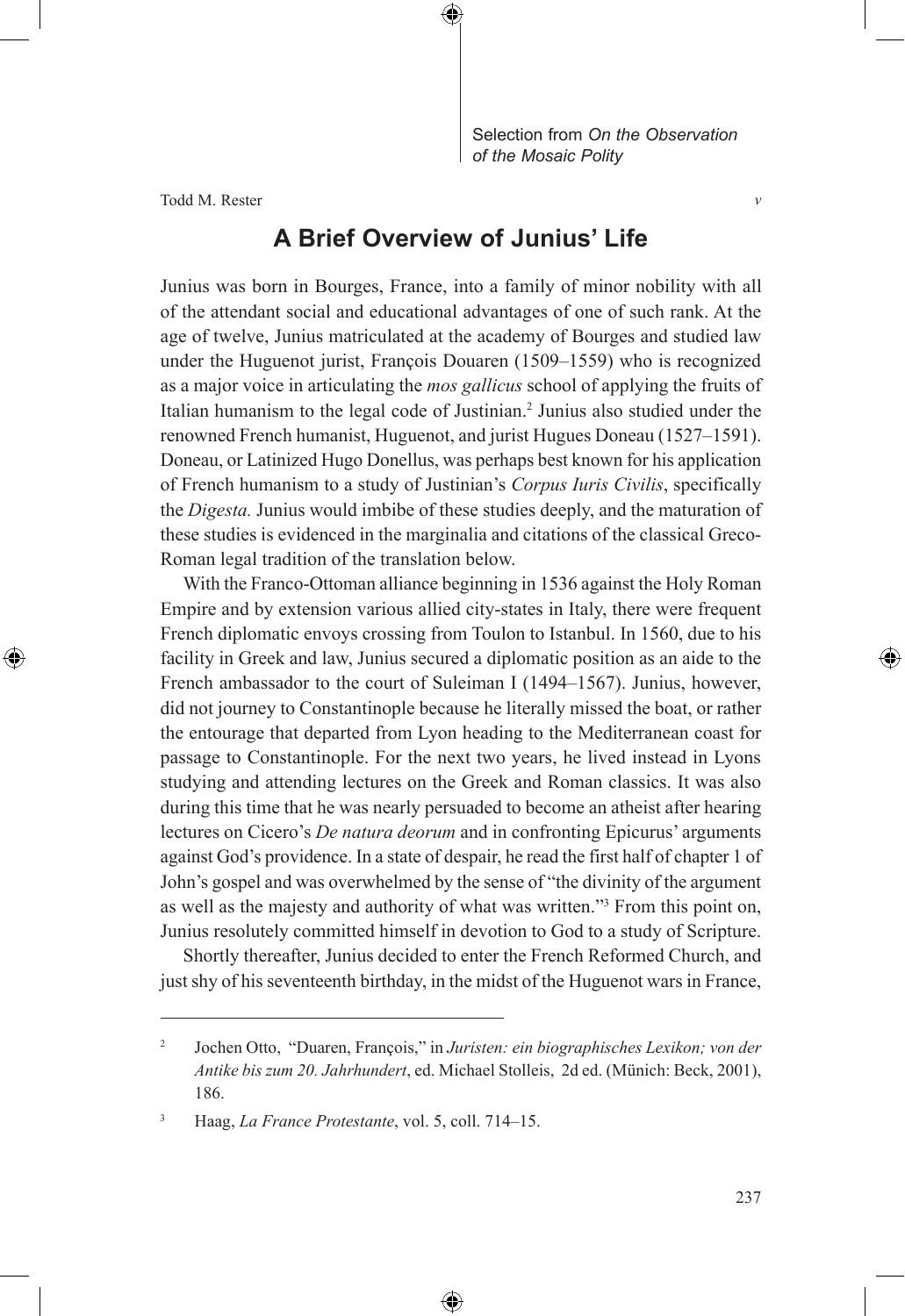## A Brief Overview of Junius' Life

Junius was born in Bourges, France, into a family of minor nobility with all of the attendant social and educational advantages of one of such rank. At the age of twelve, Junius matriculated at the academy of Bourges and studied law under the Huguenot jurist, François Douaren (1509–1559) who is recognized as a major voice in articulating the *mos gallicus* school of applying the fruits of Italian humanism to the legal code of Justinian.[2] Junius also studied under the renowned French humanist, Huguenot, and jurist Hugues Doneau (1527–1591). Doneau, or Latinized Hugo Donellus, was perhaps best known for his application of French humanism to a study of Justinian's *Corpus Iuris Civilis*, specifically the *Digesta.* Junius would imbibe of these studies deeply, and the maturation of these studies is evidenced in the marginalia and citations of the classical Greco-Roman legal tradition of the translation below.

With the Franco-Ottoman alliance beginning in 1536 against the Holy Roman Empire and by extension various allied city-states in Italy, there were frequent French diplomatic envoys crossing from Toulon to Istanbul. In 1560, due to his facility in Greek and law, Junius secured a diplomatic position as an aide to the French ambassador to the court of Suleiman I (1494–1567). Junius, however, did not journey to Constantinople because he literally missed the boat, or rather the entourage that departed from Lyon heading to the Mediterranean coast for passage to Constantinople. For the next two years, he lived instead in Lyons studying and attending lectures on the Greek and Roman classics. It was also during this time that he was nearly persuaded to become an atheist after hearing lectures on Cicero's *De natura deorum* and in confronting Epicurus' arguments against God's providence. In a state of despair, he read the first half of chapter 1 of John's gospel and was overwhelmed by the sense of "the divinity of the argument as well as the majesty and authority of what was written."[3] From this point on, Junius resolutely committed himself in devotion to God to a study of Scripture.

Shortly thereafter, Junius decided to enter the French Reformed Church, and just shy of his seventeenth birthday, in the midst of the Huguenot wars in France,

---

[2] Jochen Otto, "Duaren, François," in *Juristen: ein biographisches Lexikon; von der Antike bis zum 20. Jahrhundert*, ed. Michael Stolleis, 2d ed. (Münich: Beck, 2001), 186.

[3] Haag, *La France Protestante*, vol. 5, coll. 714–15.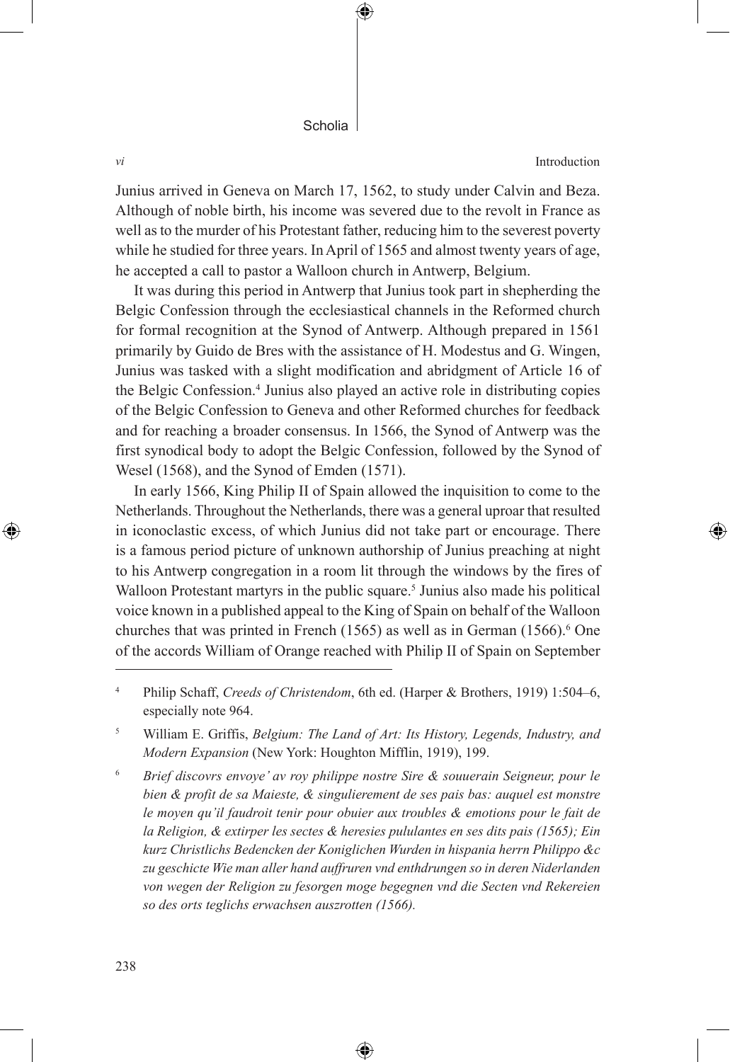Junius arrived in Geneva on March 17, 1562, to study under Calvin and Beza. Although of noble birth, his income was severed due to the revolt in France as well as to the murder of his Protestant father, reducing him to the severest poverty while he studied for three years. In April of 1565 and almost twenty years of age, he accepted a call to pastor a Walloon church in Antwerp, Belgium.

It was during this period in Antwerp that Junius took part in shepherding the Belgic Confession through the ecclesiastical channels in the Reformed church for formal recognition at the Synod of Antwerp. Although prepared in 1561 primarily by Guido de Bres with the assistance of H. Modestus and G. Wingen, Junius was tasked with a slight modification and abridgment of Article 16 of the Belgic Confession.[4] Junius also played an active role in distributing copies of the Belgic Confession to Geneva and other Reformed churches for feedback and for reaching a broader consensus. In 1566, the Synod of Antwerp was the first synodical body to adopt the Belgic Confession, followed by the Synod of Wesel (1568), and the Synod of Emden (1571).

In early 1566, King Philip II of Spain allowed the inquisition to come to the Netherlands. Throughout the Netherlands, there was a general uproar that resulted in iconoclastic excess, of which Junius did not take part or encourage. There is a famous period picture of unknown authorship of Junius preaching at night to his Antwerp congregation in a room lit through the windows by the fires of Walloon Protestant martyrs in the public square.[5] Junius also made his political voice known in a published appeal to the King of Spain on behalf of the Walloon churches that was printed in French (1565) as well as in German (1566).[6] One of the accords William of Orange reached with Philip II of Spain on September

---

[4] Philip Schaff, *Creeds of Christendom*, 6th ed. (Harper & Brothers, 1919) 1:504–6, especially note 964.

[5] William E. Griffis, *Belgium: The Land of Art: Its History, Legends, Industry, and Modern Expansion* (New York: Houghton Mifflin, 1919), 199.

[6] *Brief discovrs envoye' av roy philippe nostre Sire & souuerain Seigneur, pour le bien & profit de sa Maieste, & singulierement de ses pais bas: auquel est monstre le moyen qu'il faudroit tenir pour obuier aux troubles & emotions pour le fait de la Religion, & extirper les sectes & heresies pululantes en ses dits pais (1565); Ein kurz Christlichs Bedencken der Koniglichen Wurden in hispania herrn Philippo &c zu geschicte Wie man aller hand auffruren vnd enthdrungen so in deren Niderlanden von wegen der Religion zu fesorgen moge begegnen vnd die Secten vnd Rekereien so des orts teglichs erwachsen auszrotten (1566).*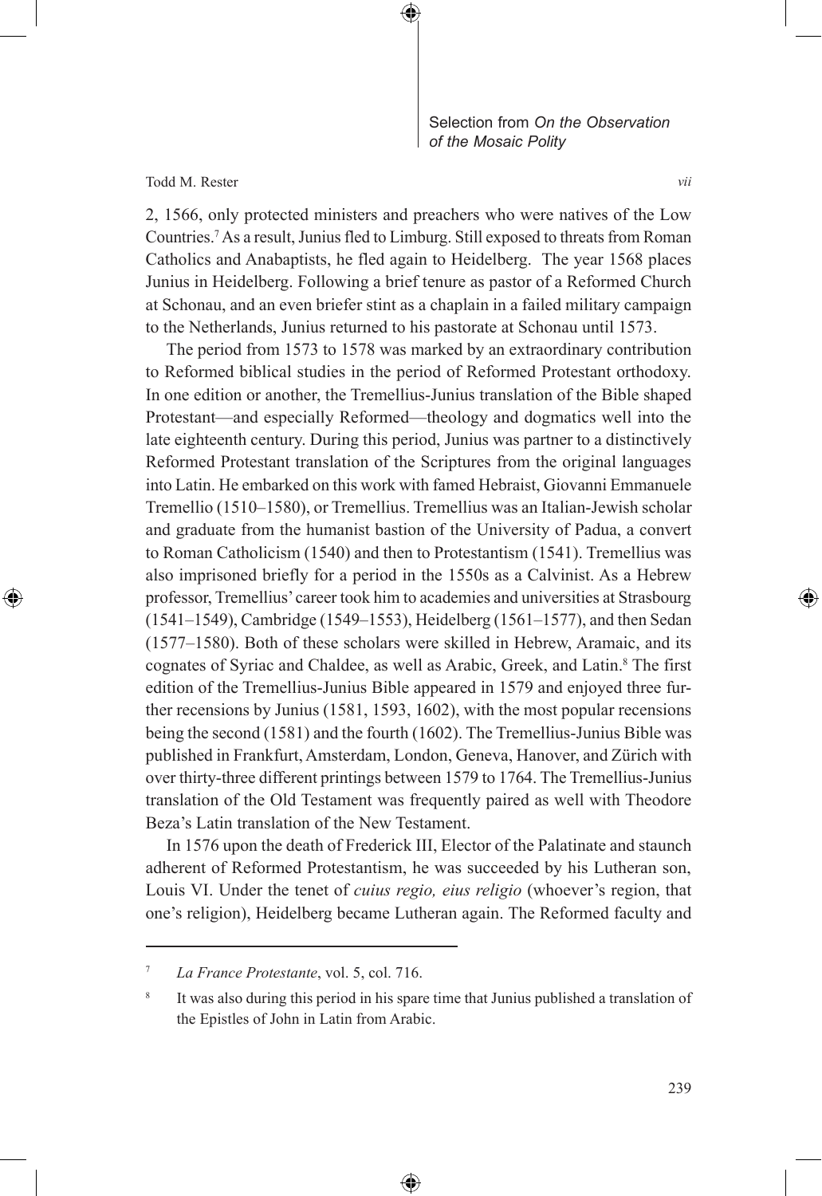2, 1566, only protected ministers and preachers who were natives of the Low Countries.[7] As a result, Junius fled to Limburg. Still exposed to threats from Roman Catholics and Anabaptists, he fled again to Heidelberg. The year 1568 places Junius in Heidelberg. Following a brief tenure as pastor of a Reformed Church at Schonau, and an even briefer stint as a chaplain in a failed military campaign to the Netherlands, Junius returned to his pastorate at Schonau until 1573.

The period from 1573 to 1578 was marked by an extraordinary contribution to Reformed biblical studies in the period of Reformed Protestant orthodoxy. In one edition or another, the Tremellius-Junius translation of the Bible shaped Protestant—and especially Reformed—theology and dogmatics well into the late eighteenth century. During this period, Junius was partner to a distinctively Reformed Protestant translation of the Scriptures from the original languages into Latin. He embarked on this work with famed Hebraist, Giovanni Emmanuele Tremellio (1510–1580), or Tremellius. Tremellius was an Italian-Jewish scholar and graduate from the humanist bastion of the University of Padua, a convert to Roman Catholicism (1540) and then to Protestantism (1541). Tremellius was also imprisoned briefly for a period in the 1550s as a Calvinist. As a Hebrew professor, Tremellius' career took him to academies and universities at Strasbourg (1541–1549), Cambridge (1549–1553), Heidelberg (1561–1577), and then Sedan (1577–1580). Both of these scholars were skilled in Hebrew, Aramaic, and its cognates of Syriac and Chaldee, as well as Arabic, Greek, and Latin.[8] The first edition of the Tremellius-Junius Bible appeared in 1579 and enjoyed three further recensions by Junius (1581, 1593, 1602), with the most popular recensions being the second (1581) and the fourth (1602). The Tremellius-Junius Bible was published in Frankfurt, Amsterdam, London, Geneva, Hanover, and Zürich with over thirty-three different printings between 1579 to 1764. The Tremellius-Junius translation of the Old Testament was frequently paired as well with Theodore Beza's Latin translation of the New Testament.

In 1576 upon the death of Frederick III, Elector of the Palatinate and staunch adherent of Reformed Protestantism, he was succeeded by his Lutheran son, Louis VI. Under the tenet of *cuius regio, eius religio* (whoever's region, that one's religion), Heidelberg became Lutheran again. The Reformed faculty and

---

[7] *La France Protestante*, vol. 5, col. 716.

[8] It was also during this period in his spare time that Junius published a translation of the Epistles of John in Latin from Arabic.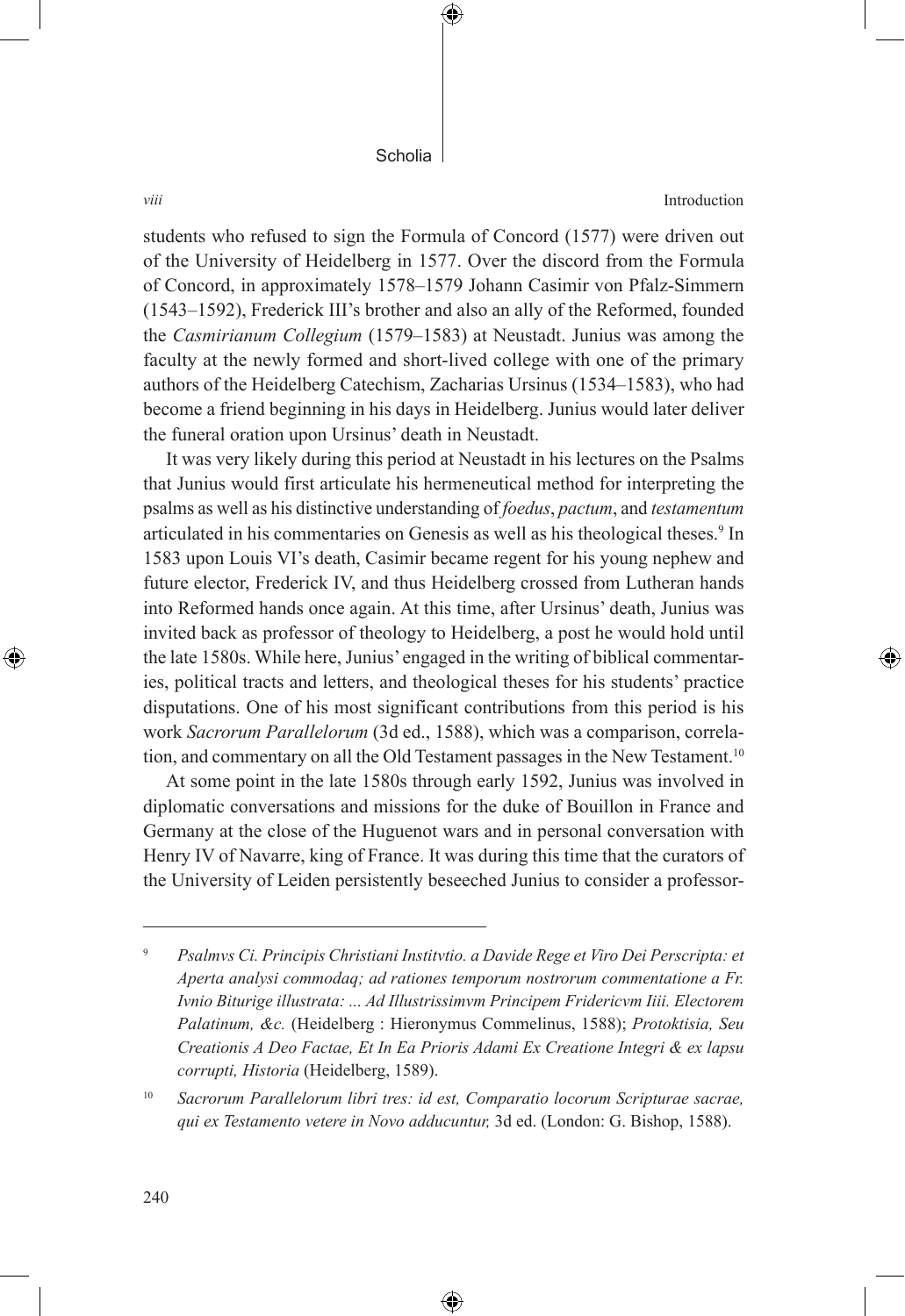students who refused to sign the Formula of Concord (1577) were driven out of the University of Heidelberg in 1577. Over the discord from the Formula of Concord, in approximately 1578–1579 Johann Casimir von Pfalz-Simmern (1543–1592), Frederick III's brother and also an ally of the Reformed, founded the *Casmirianum Collegium* (1579–1583) at Neustadt. Junius was among the faculty at the newly formed and short-lived college with one of the primary authors of the Heidelberg Catechism, Zacharias Ursinus (1534–1583), who had become a friend beginning in his days in Heidelberg. Junius would later deliver the funeral oration upon Ursinus' death in Neustadt.

It was very likely during this period at Neustadt in his lectures on the Psalms that Junius would first articulate his hermeneutical method for interpreting the psalms as well as his distinctive understanding of *foedus*, *pactum*, and *testamentum* articulated in his commentaries on Genesis as well as his theological theses.[9] In 1583 upon Louis VI's death, Casimir became regent for his young nephew and future elector, Frederick IV, and thus Heidelberg crossed from Lutheran hands into Reformed hands once again. At this time, after Ursinus' death, Junius was invited back as professor of theology to Heidelberg, a post he would hold until the late 1580s. While here, Junius' engaged in the writing of biblical commentaries, political tracts and letters, and theological theses for his students' practice disputations. One of his most significant contributions from this period is his work *Sacrorum Parallelorum* (3d ed., 1588), which was a comparison, correlation, and commentary on all the Old Testament passages in the New Testament.[10]

At some point in the late 1580s through early 1592, Junius was involved in diplomatic conversations and missions for the duke of Bouillon in France and Germany at the close of the Huguenot wars and in personal conversation with Henry IV of Navarre, king of France. It was during this time that the curators of the University of Leiden persistently beseeched Junius to consider a professor-

---

[9] *Psalmvs Ci. Principis Christiani Institvtio. a Davide Rege et Viro Dei Perscripta: et Aperta analysi commodaq; ad rationes temporum nostrorum commentatione a Fr. Ivnio Biturige illustrata: ... Ad Illustrissimvm Principem Fridericvm Iiii. Electorem Palatinum, &c.* (Heidelberg : Hieronymus Commelinus, 1588); *Protoktisia, Seu Creationis A Deo Factae, Et In Ea Prioris Adami Ex Creatione Integri & ex lapsu corrupti, Historia* (Heidelberg, 1589).

[10] *Sacrorum Parallelorum libri tres: id est, Comparatio locorum Scripturae sacrae, qui ex Testamento vetere in Novo adducuntur,* 3d ed. (London: G. Bishop, 1588).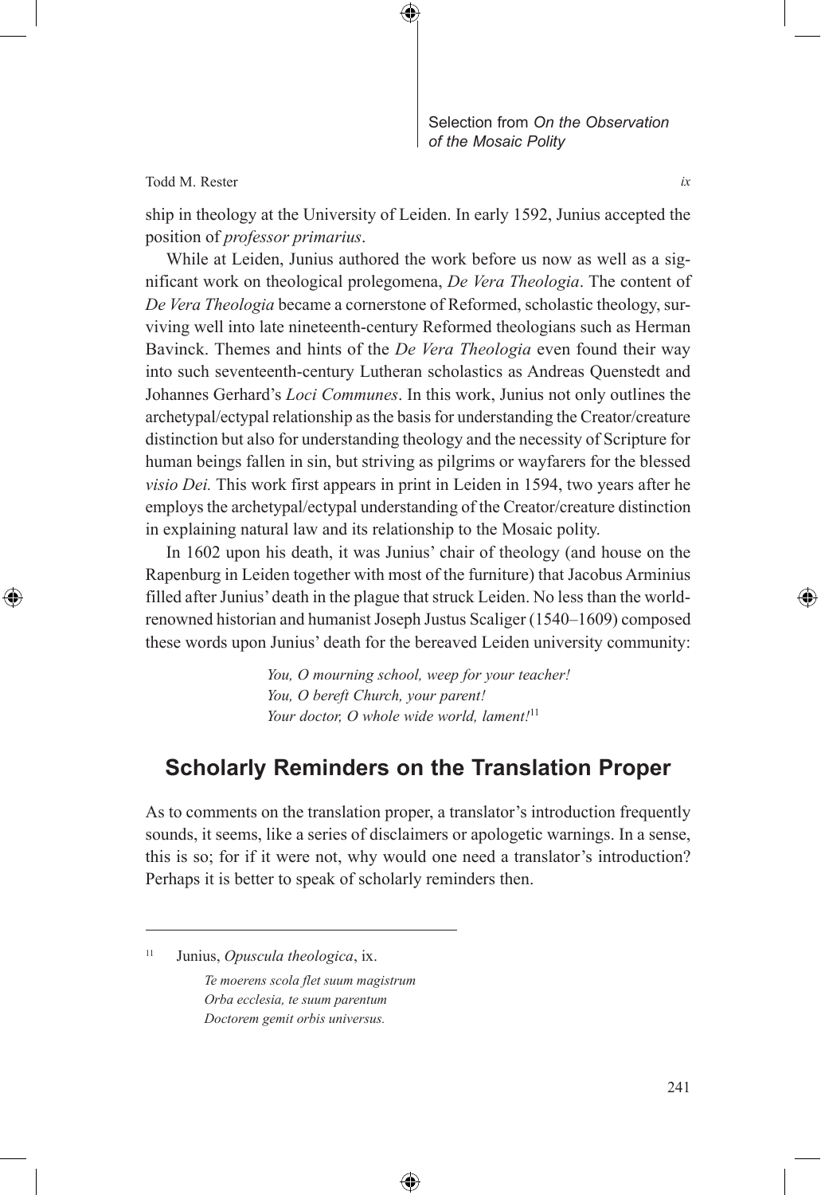ship in theology at the University of Leiden. In early 1592, Junius accepted the position of *professor primarius*.

While at Leiden, Junius authored the work before us now as well as a significant work on theological prolegomena, *De Vera Theologia*. The content of *De Vera Theologia* became a cornerstone of Reformed, scholastic theology, surviving well into late nineteenth-century Reformed theologians such as Herman Bavinck. Themes and hints of the *De Vera Theologia* even found their way into such seventeenth-century Lutheran scholastics as Andreas Quenstedt and Johannes Gerhard's *Loci Communes*. In this work, Junius not only outlines the archetypal/ectypal relationship as the basis for understanding the Creator/creature distinction but also for understanding theology and the necessity of Scripture for human beings fallen in sin, but striving as pilgrims or wayfarers for the blessed *visio Dei.* This work first appears in print in Leiden in 1594, two years after he employs the archetypal/ectypal understanding of the Creator/creature distinction in explaining natural law and its relationship to the Mosaic polity.

In 1602 upon his death, it was Junius' chair of theology (and house on the Rapenburg in Leiden together with most of the furniture) that Jacobus Arminius filled after Junius' death in the plague that struck Leiden. No less than the world-renowned historian and humanist Joseph Justus Scaliger (1540–1609) composed these words upon Junius' death for the bereaved Leiden university community:

> *You, O mourning school, weep for your teacher!*
> *You, O bereft Church, your parent!*
> *Your doctor, O whole wide world, lament!*[11]

## Scholarly Reminders on the Translation Proper

As to comments on the translation proper, a translator's introduction frequently sounds, it seems, like a series of disclaimers or apologetic warnings. In a sense, this is so; for if it were not, why would one need a translator's introduction? Perhaps it is better to speak of scholarly reminders then.

---

[11] Junius, *Opuscula theologica*, ix.

> *Te moerens scola flet suum magistrum*
> *Orba ecclesia, te suum parentum*
> *Doctorem gemit orbis universus.*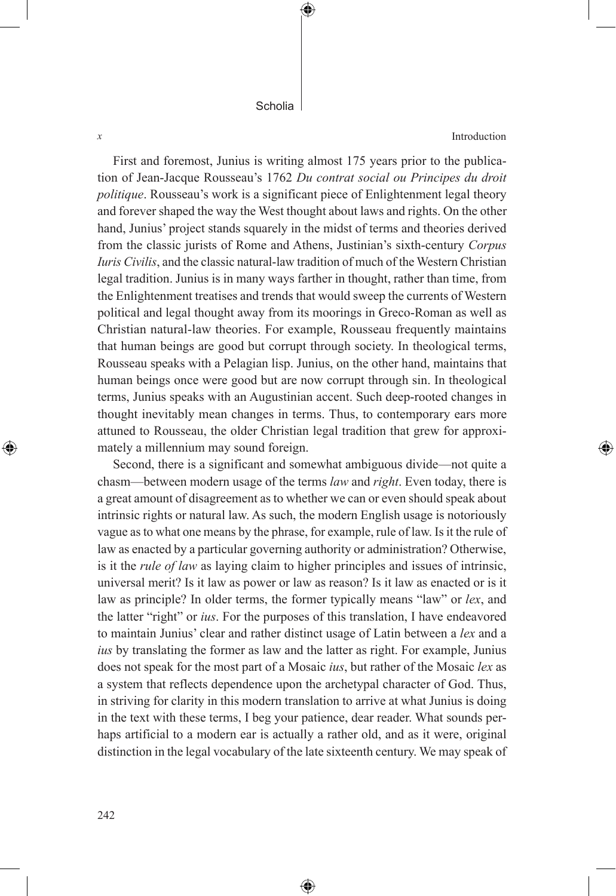First and foremost, Junius is writing almost 175 years prior to the publication of Jean-Jacque Rousseau's 1762 *Du contrat social ou Principes du droit politique*. Rousseau's work is a significant piece of Enlightenment legal theory and forever shaped the way the West thought about laws and rights. On the other hand, Junius' project stands squarely in the midst of terms and theories derived from the classic jurists of Rome and Athens, Justinian's sixth-century *Corpus Iuris Civilis*, and the classic natural-law tradition of much of the Western Christian legal tradition. Junius is in many ways farther in thought, rather than time, from the Enlightenment treatises and trends that would sweep the currents of Western political and legal thought away from its moorings in Greco-Roman as well as Christian natural-law theories. For example, Rousseau frequently maintains that human beings are good but corrupt through society. In theological terms, Rousseau speaks with a Pelagian lisp. Junius, on the other hand, maintains that human beings once were good but are now corrupt through sin. In theological terms, Junius speaks with an Augustinian accent. Such deep-rooted changes in thought inevitably mean changes in terms. Thus, to contemporary ears more attuned to Rousseau, the older Christian legal tradition that grew for approximately a millennium may sound foreign.

Second, there is a significant and somewhat ambiguous divide—not quite a chasm—between modern usage of the terms *law* and *right*. Even today, there is a great amount of disagreement as to whether we can or even should speak about intrinsic rights or natural law. As such, the modern English usage is notoriously vague as to what one means by the phrase, for example, rule of law. Is it the rule of law as enacted by a particular governing authority or administration? Otherwise, is it the *rule of law* as laying claim to higher principles and issues of intrinsic, universal merit? Is it law as power or law as reason? Is it law as enacted or is it law as principle? In older terms, the former typically means "law" or *lex*, and the latter "right" or *ius*. For the purposes of this translation, I have endeavored to maintain Junius' clear and rather distinct usage of Latin between a *lex* and a *ius* by translating the former as law and the latter as right. For example, Junius does not speak for the most part of a Mosaic *ius*, but rather of the Mosaic *lex* as a system that reflects dependence upon the archetypal character of God. Thus, in striving for clarity in this modern translation to arrive at what Junius is doing in the text with these terms, I beg your patience, dear reader. What sounds perhaps artificial to a modern ear is actually a rather old, and as it were, original distinction in the legal vocabulary of the late sixteenth century. We may speak of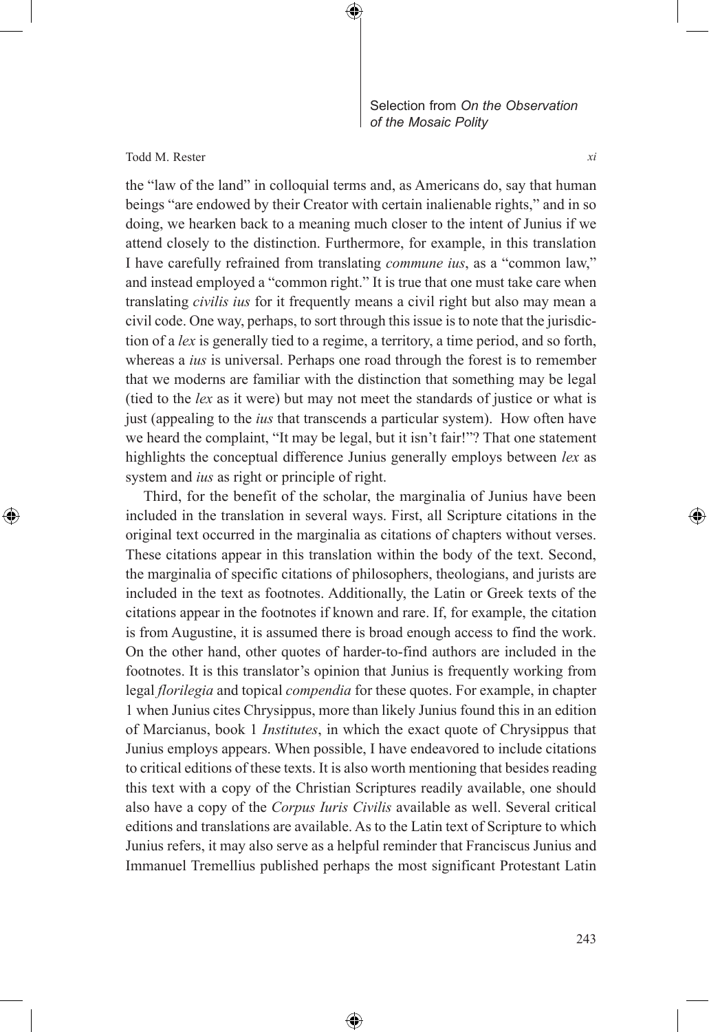the "law of the land" in colloquial terms and, as Americans do, say that human beings "are endowed by their Creator with certain inalienable rights," and in so doing, we hearken back to a meaning much closer to the intent of Junius if we attend closely to the distinction. Furthermore, for example, in this translation I have carefully refrained from translating *commune ius*, as a "common law," and instead employed a "common right." It is true that one must take care when translating *civilis ius* for it frequently means a civil right but also may mean a civil code. One way, perhaps, to sort through this issue is to note that the jurisdiction of a *lex* is generally tied to a regime, a territory, a time period, and so forth, whereas a *ius* is universal. Perhaps one road through the forest is to remember that we moderns are familiar with the distinction that something may be legal (tied to the *lex* as it were) but may not meet the standards of justice or what is just (appealing to the *ius* that transcends a particular system). How often have we heard the complaint, "It may be legal, but it isn't fair!"? That one statement highlights the conceptual difference Junius generally employs between *lex* as system and *ius* as right or principle of right.

Third, for the benefit of the scholar, the marginalia of Junius have been included in the translation in several ways. First, all Scripture citations in the original text occurred in the marginalia as citations of chapters without verses. These citations appear in this translation within the body of the text. Second, the marginalia of specific citations of philosophers, theologians, and jurists are included in the text as footnotes. Additionally, the Latin or Greek texts of the citations appear in the footnotes if known and rare. If, for example, the citation is from Augustine, it is assumed there is broad enough access to find the work. On the other hand, other quotes of harder-to-find authors are included in the footnotes. It is this translator's opinion that Junius is frequently working from legal *florilegia* and topical *compendia* for these quotes. For example, in chapter 1 when Junius cites Chrysippus, more than likely Junius found this in an edition of Marcianus, book 1 *Institutes*, in which the exact quote of Chrysippus that Junius employs appears. When possible, I have endeavored to include citations to critical editions of these texts. It is also worth mentioning that besides reading this text with a copy of the Christian Scriptures readily available, one should also have a copy of the *Corpus Iuris Civilis* available as well. Several critical editions and translations are available. As to the Latin text of Scripture to which Junius refers, it may also serve as a helpful reminder that Franciscus Junius and Immanuel Tremellius published perhaps the most significant Protestant Latin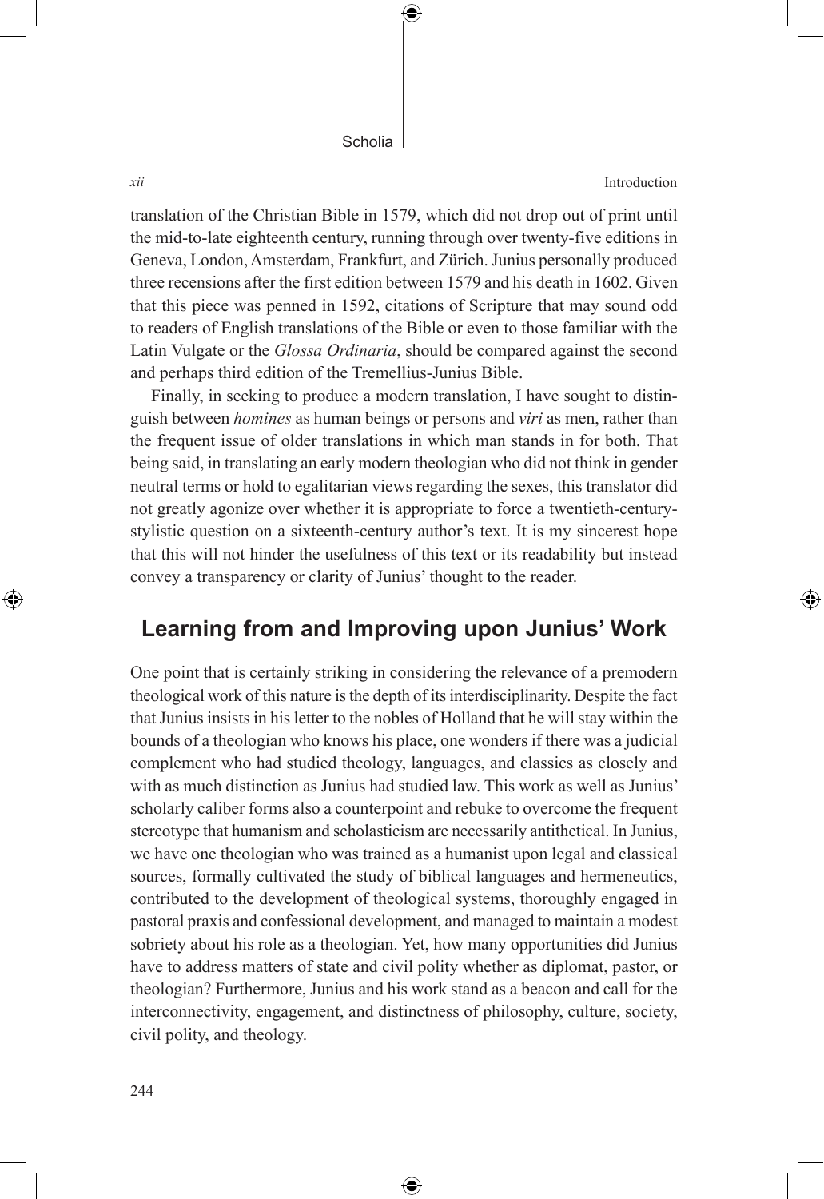translation of the Christian Bible in 1579, which did not drop out of print until the mid-to-late eighteenth century, running through over twenty-five editions in Geneva, London, Amsterdam, Frankfurt, and Zürich. Junius personally produced three recensions after the first edition between 1579 and his death in 1602. Given that this piece was penned in 1592, citations of Scripture that may sound odd to readers of English translations of the Bible or even to those familiar with the Latin Vulgate or the *Glossa Ordinaria*, should be compared against the second and perhaps third edition of the Tremellius-Junius Bible.

Finally, in seeking to produce a modern translation, I have sought to distinguish between *homines* as human beings or persons and *viri* as men, rather than the frequent issue of older translations in which man stands in for both. That being said, in translating an early modern theologian who did not think in gender neutral terms or hold to egalitarian views regarding the sexes, this translator did not greatly agonize over whether it is appropriate to force a twentieth-century-stylistic question on a sixteenth-century author's text. It is my sincerest hope that this will not hinder the usefulness of this text or its readability but instead convey a transparency or clarity of Junius' thought to the reader.

## Learning from and Improving upon Junius' Work

One point that is certainly striking in considering the relevance of a premodern theological work of this nature is the depth of its interdisciplinarity. Despite the fact that Junius insists in his letter to the nobles of Holland that he will stay within the bounds of a theologian who knows his place, one wonders if there was a judicial complement who had studied theology, languages, and classics as closely and with as much distinction as Junius had studied law. This work as well as Junius' scholarly caliber forms also a counterpoint and rebuke to overcome the frequent stereotype that humanism and scholasticism are necessarily antithetical. In Junius, we have one theologian who was trained as a humanist upon legal and classical sources, formally cultivated the study of biblical languages and hermeneutics, contributed to the development of theological systems, thoroughly engaged in pastoral praxis and confessional development, and managed to maintain a modest sobriety about his role as a theologian. Yet, how many opportunities did Junius have to address matters of state and civil polity whether as diplomat, pastor, or theologian? Furthermore, Junius and his work stand as a beacon and call for the interconnectivity, engagement, and distinctness of philosophy, culture, society, civil polity, and theology.